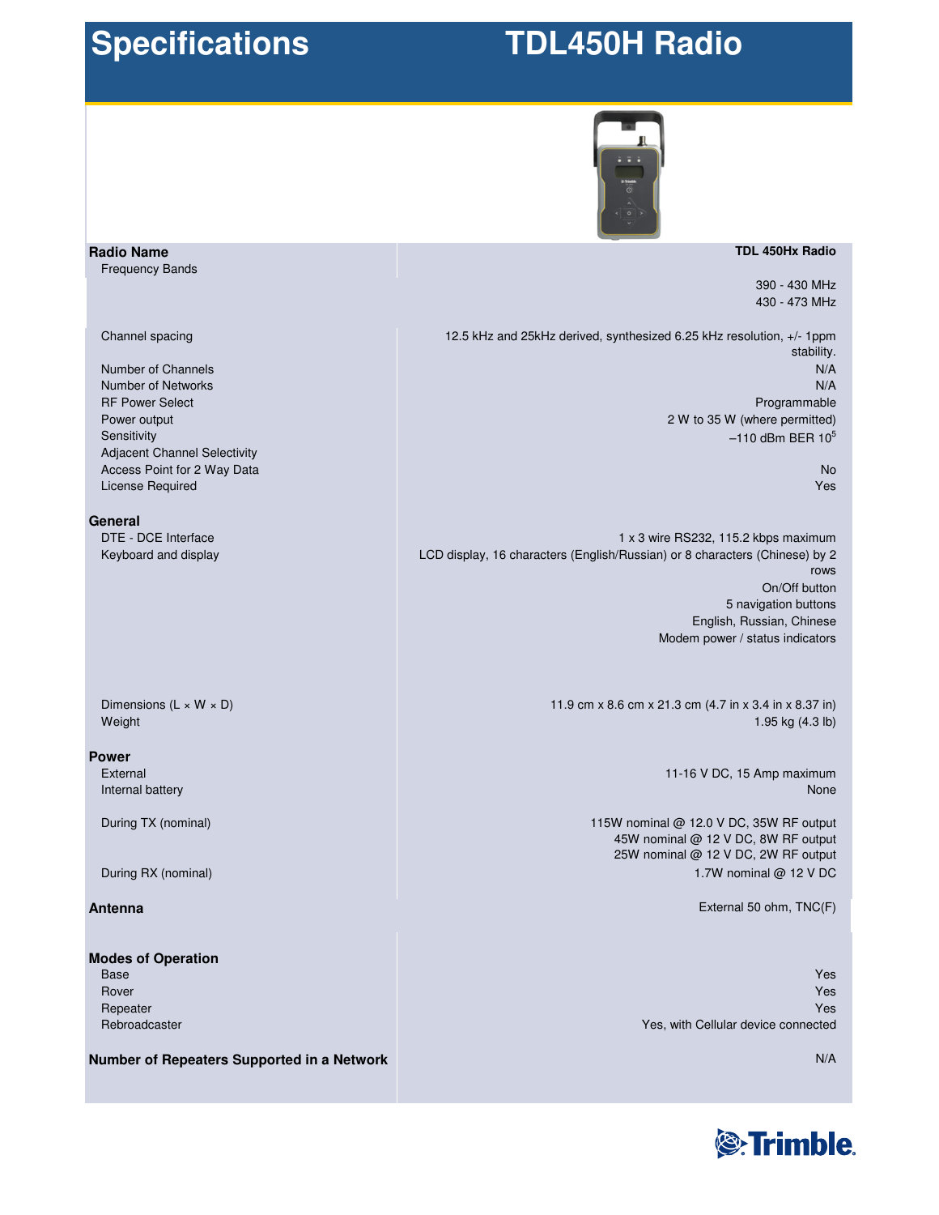# Specifications

# TDL450H Radio

| Radio Name | TDL 450Hx Radio |
|---|---|
| Frequency Bands | 390 - 430 MHz<br>430 - 473 MHz |
| Channel spacing | 12.5 kHz and 25kHz derived, synthesized 6.25 kHz resolution, +/- 1ppm stability. |
| Number of Channels | N/A |
| Number of Networks | N/A |
| RF Power Select | Programmable |
| Power output | 2 W to 35 W (where permitted) |
| Sensitivity | –110 dBm BER $10^5$ |
| Adjacent Channel Selectivity | |
| Access Point for 2 Way Data | No |
| License Required | Yes |
| **General** | |
| DTE - DCE Interface | 1 x 3 wire RS232, 115.2 kbps maximum |
| Keyboard and display | LCD display, 16 characters (English/Russian) or 8 characters (Chinese) by 2 rows<br>On/Off button<br>5 navigation buttons<br>English, Russian, Chinese<br>Modem power / status indicators |
| Dimensions (L × W × D) | 11.9 cm x 8.6 cm x 21.3 cm (4.7 in x 3.4 in x 8.37 in) |
| Weight | 1.95 kg (4.3 lb) |
| **Power** | |
| External | 11-16 V DC, 15 Amp maximum |
| Internal battery | None |
| During TX (nominal) | 115W nominal @ 12.0 V DC, 35W RF output<br>45W nominal @ 12 V DC, 8W RF output<br>25W nominal @ 12 V DC, 2W RF output |
| During RX (nominal) | 1.7W nominal @ 12 V DC |
| **Antenna** | External 50 ohm, TNC(F) |
| **Modes of Operation** | |
| Base | Yes |
| Rover | Yes |
| Repeater | Yes |
| Rebroadcaster | Yes, with Cellular device connected |
| **Number of Repeaters Supported in a Network** | N/A |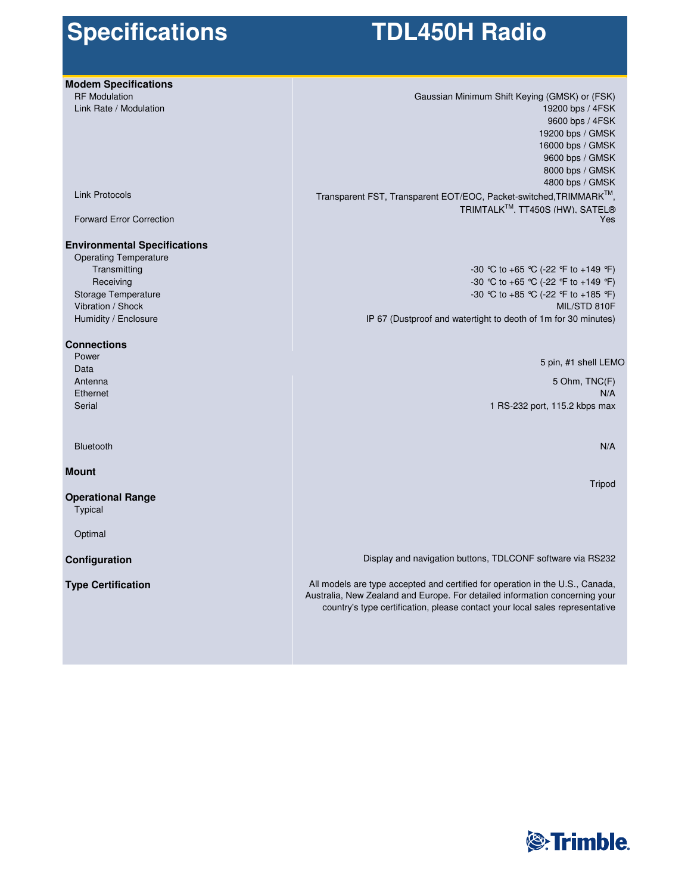# Specifications TDL450H Radio

| | |
|---|---|
| **Modem Specifications** | |
| RF Modulation | Gaussian Minimum Shift Keying (GMSK) or (FSK) |
| Link Rate / Modulation | 19200 bps / 4FSK<br>9600 bps / 4FSK<br>19200 bps / GMSK<br>16000 bps / GMSK<br>9600 bps / GMSK<br>8000 bps / GMSK<br>4800 bps / GMSK |
| Link Protocols | Transparent FST, Transparent EOT/EOC, Packet-switched,TRIMMARK™, TRIMTALK™, TT450S (HW), SATEL® |
| Forward Error Correction | Yes |
| **Environmental Specifications** | |
| Operating Temperature | |
| Transmitting | -30 °C to +65 °C (-22 °F to +149 °F) |
| Receiving | -30 °C to +65 °C (-22 °F to +149 °F) |
| Storage Temperature | -30 °C to +85 °C (-22 °F to +185 °F) |
| Vibration / Shock | MIL/STD 810F |
| Humidity / Enclosure | IP 67 (Dustproof and watertight to deoth of 1m for 30 minutes) |
| **Connections** | |
| Power<br>Data | 5 pin, #1 shell LEMO |
| Antenna | 5 Ohm, TNC(F) |
| Ethernet | N/A |
| Serial | 1 RS-232 port, 115.2 kbps max |
| Bluetooth | N/A |
| **Mount** | Tripod |
| **Operational Range** | |
| Typical | |
| Optimal | |
| **Configuration** | Display and navigation buttons, TDLCONF software via RS232 |
| **Type Certification** | All models are type accepted and certified for operation in the U.S., Canada, Australia, New Zealand and Europe. For detailed information concerning your country's type certification, please contact your local sales representative |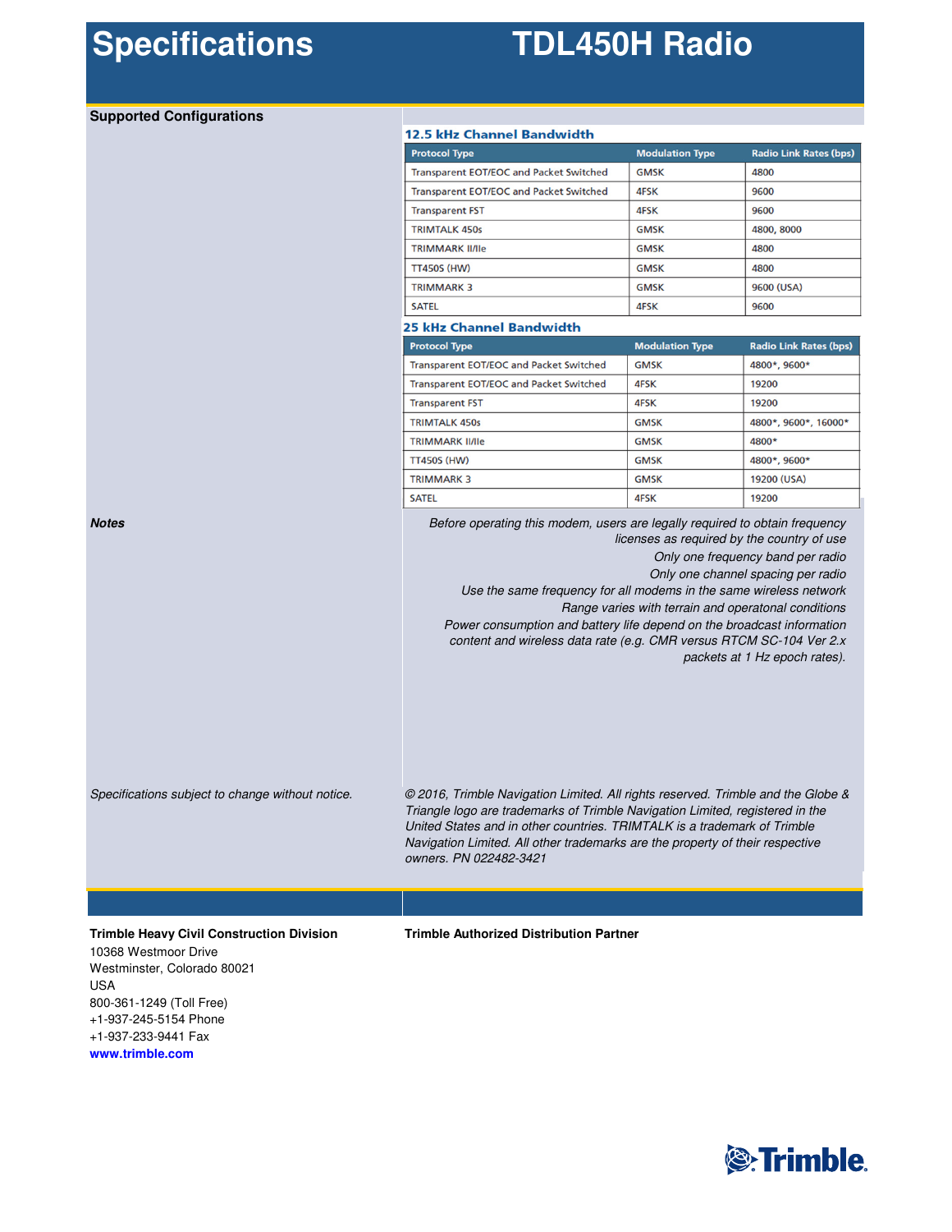# Specifications TDL450H Radio

**Supported Configurations**

### 12.5 kHz Channel Bandwidth

| Protocol Type | Modulation Type | Radio Link Rates (bps) |
|---|---|---|
| Transparent EOT/EOC and Packet Switched | GMSK | 4800 |
| Transparent EOT/EOC and Packet Switched | 4FSK | 9600 |
| Transparent FST | 4FSK | 9600 |
| TRIMTALK 450s | GMSK | 4800, 8000 |
| TRIMMARK II/IIe | GMSK | 4800 |
| TT450S (HW) | GMSK | 4800 |
| TRIMMARK 3 | GMSK | 9600 (USA) |
| SATEL | 4FSK | 9600 |

### 25 kHz Channel Bandwidth

| Protocol Type | Modulation Type | Radio Link Rates (bps) |
|---|---|---|
| Transparent EOT/EOC and Packet Switched | GMSK | 4800*, 9600* |
| Transparent EOT/EOC and Packet Switched | 4FSK | 19200 |
| Transparent FST | 4FSK | 19200 |
| TRIMTALK 450s | GMSK | 4800*, 9600*, 16000* |
| TRIMMARK II/IIe | GMSK | 4800* |
| TT450S (HW) | GMSK | 4800*, 9600* |
| TRIMMARK 3 | GMSK | 19200 (USA) |
| SATEL | 4FSK | 19200 |

***Notes***

*Before operating this modem, users are legally required to obtain frequency licenses as required by the country of use*

*Only one frequency band per radio*

*Only one channel spacing per radio*

*Use the same frequency for all modems in the same wireless network*

*Range varies with terrain and operatonal conditions*

*Power consumption and battery life depend on the broadcast information content and wireless data rate (e.g. CMR versus RTCM SC-104 Ver 2.x packets at 1 Hz epoch rates).*

*Specifications subject to change without notice.*

*© 2016, Trimble Navigation Limited. All rights reserved. Trimble and the Globe & Triangle logo are trademarks of Trimble Navigation Limited, registered in the United States and in other countries. TRIMTALK is a trademark of Trimble Navigation Limited. All other trademarks are the property of their respective owners. PN 022482-3421*

**Trimble Heavy Civil Construction Division**
10368 Westmoor Drive
Westminster, Colorado 80021
USA
800-361-1249 (Toll Free)
+1-937-245-5154 Phone
+1-937-233-9441 Fax
**www.trimble.com**

**Trimble Authorized Distribution Partner**

Trimble.